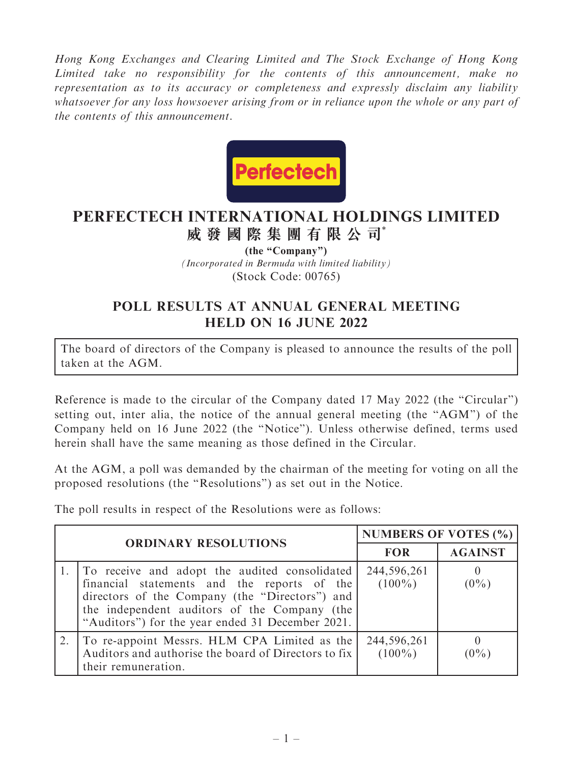*Hong Kong Exchanges and Clearing Limited and The Stock Exchange of Hong Kong Limited take no responsibility for the contents of this announcement, make no representation as to its accuracy or completeness and expressly disclaim any liability whatsoever for any loss howsoever arising from or in reliance upon the whole or any part of the contents of this announcement.*

# PERFECTECH INTERNATIONAL HOLDINGS LIMITED
# 威發國際集團有限公司*

**(the "Company")**

*(Incorporated in Bermuda with limited liability)*

(Stock Code: 00765)

## POLL RESULTS AT ANNUAL GENERAL MEETING HELD ON 16 JUNE 2022

The board of directors of the Company is pleased to announce the results of the poll taken at the AGM.

Reference is made to the circular of the Company dated 17 May 2022 (the "Circular") setting out, inter alia, the notice of the annual general meeting (the "AGM") of the Company held on 16 June 2022 (the "Notice"). Unless otherwise defined, terms used herein shall have the same meaning as those defined in the Circular.

At the AGM, a poll was demanded by the chairman of the meeting for voting on all the proposed resolutions (the "Resolutions") as set out in the Notice.

The poll results in respect of the Resolutions were as follows:

| ORDINARY RESOLUTIONS | | NUMBERS OF VOTES (%) | |
|---|---|---|---|
| | | FOR | AGAINST |
| 1. | To receive and adopt the audited consolidated financial statements and the reports of the directors of the Company (the "Directors") and the independent auditors of the Company (the "Auditors") for the year ended 31 December 2021. | 244,596,261 (100%) | 0 (0%) |
| 2. | To re-appoint Messrs. HLM CPA Limited as the Auditors and authorise the board of Directors to fix their remuneration. | 244,596,261 (100%) | 0 (0%) |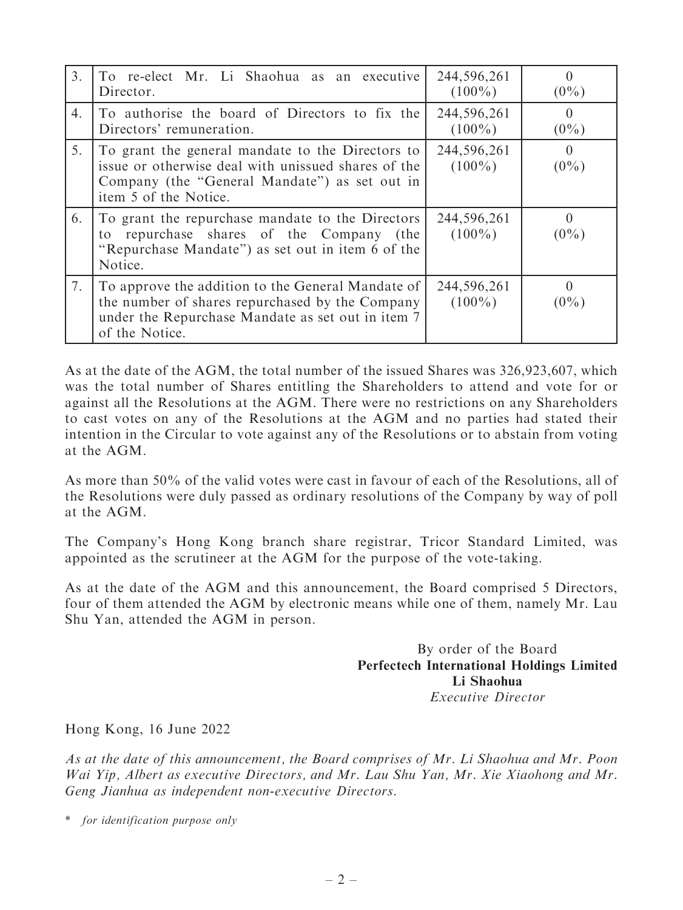| | | | |
|---|---|---|---|
| 3. | To re-elect Mr. Li Shaohua as an executive Director. | 244,596,261 (100%) | 0 (0%) |
| 4. | To authorise the board of Directors to fix the Directors' remuneration. | 244,596,261 (100%) | 0 (0%) |
| 5. | To grant the general mandate to the Directors to issue or otherwise deal with unissued shares of the Company (the "General Mandate") as set out in item 5 of the Notice. | 244,596,261 (100%) | 0 (0%) |
| 6. | To grant the repurchase mandate to the Directors to repurchase shares of the Company (the "Repurchase Mandate") as set out in item 6 of the Notice. | 244,596,261 (100%) | 0 (0%) |
| 7. | To approve the addition to the General Mandate of the number of shares repurchased by the Company under the Repurchase Mandate as set out in item 7 of the Notice. | 244,596,261 (100%) | 0 (0%) |

As at the date of the AGM, the total number of the issued Shares was 326,923,607, which was the total number of Shares entitling the Shareholders to attend and vote for or against all the Resolutions at the AGM. There were no restrictions on any Shareholders to cast votes on any of the Resolutions at the AGM and no parties had stated their intention in the Circular to vote against any of the Resolutions or to abstain from voting at the AGM.

As more than 50% of the valid votes were cast in favour of each of the Resolutions, all of the Resolutions were duly passed as ordinary resolutions of the Company by way of poll at the AGM.

The Company's Hong Kong branch share registrar, Tricor Standard Limited, was appointed as the scrutineer at the AGM for the purpose of the vote-taking.

As at the date of the AGM and this announcement, the Board comprised 5 Directors, four of them attended the AGM by electronic means while one of them, namely Mr. Lau Shu Yan, attended the AGM in person.

By order of the Board
**Perfectech International Holdings Limited**
**Li Shaohua**
*Executive Director*

Hong Kong, 16 June 2022

*As at the date of this announcement, the Board comprises of Mr. Li Shaohua and Mr. Poon Wai Yip, Albert as executive Directors, and Mr. Lau Shu Yan, Mr. Xie Xiaohong and Mr. Geng Jianhua as independent non-executive Directors.*

\* *for identification purpose only*